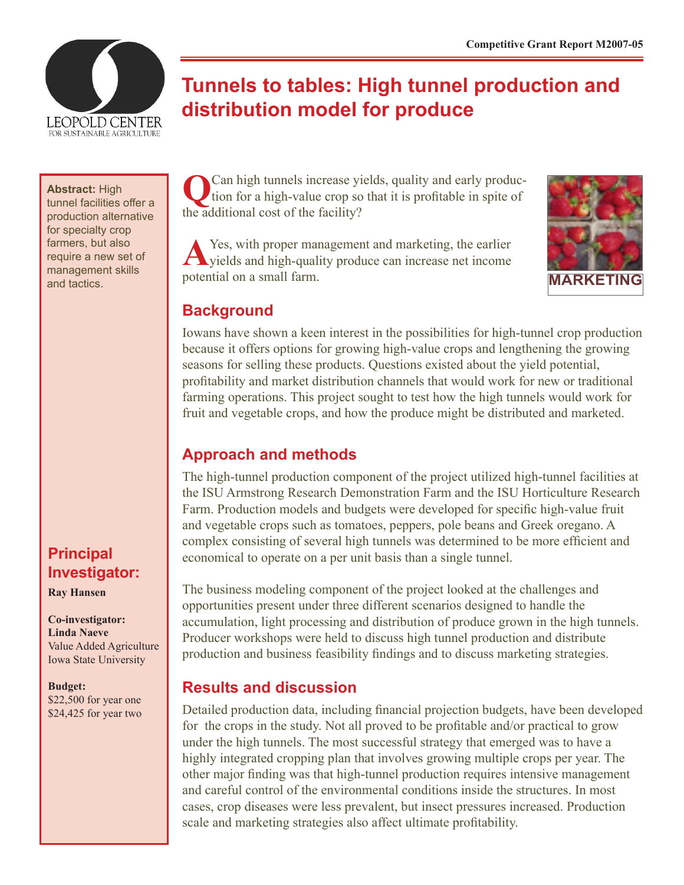Competitive Grant Report M2007-05

# Tunnels to tables: High tunnel production and distribution model for produce

**Abstract:** High tunnel facilities offer a production alternative for specialty crop farmers, but also require a new set of management skills and tactics.

**Q** Can high tunnels increase yields, quality and early production for a high-value crop so that it is profitable in spite of the additional cost of the facility?

**A** Yes, with proper management and marketing, the earlier yields and high-quality produce can increase net income potential on a small farm.

MARKETING

## Background

Iowans have shown a keen interest in the possibilities for high-tunnel crop production because it offers options for growing high-value crops and lengthening the growing seasons for selling these products. Questions existed about the yield potential, profitability and market distribution channels that would work for new or traditional farming operations. This project sought to test how the high tunnels would work for fruit and vegetable crops, and how the produce might be distributed and marketed.

## Approach and methods

The high-tunnel production component of the project utilized high-tunnel facilities at the ISU Armstrong Research Demonstration Farm and the ISU Horticulture Research Farm. Production models and budgets were developed for specific high-value fruit and vegetable crops such as tomatoes, peppers, pole beans and Greek oregano. A complex consisting of several high tunnels was determined to be more efficient and economical to operate on a per unit basis than a single tunnel.

The business modeling component of the project looked at the challenges and opportunities present under three different scenarios designed to handle the accumulation, light processing and distribution of produce grown in the high tunnels. Producer workshops were held to discuss high tunnel production and distribute production and business feasibility findings and to discuss marketing strategies.

## Results and discussion

Detailed production data, including financial projection budgets, have been developed for the crops in the study. Not all proved to be profitable and/or practical to grow under the high tunnels. The most successful strategy that emerged was to have a highly integrated cropping plan that involves growing multiple crops per year. The other major finding was that high-tunnel production requires intensive management and careful control of the environmental conditions inside the structures. In most cases, crop diseases were less prevalent, but insect pressures increased. Production scale and marketing strategies also affect ultimate profitability.

## Principal Investigator:

**Ray Hansen**

**Co-investigator:**
**Linda Naeve**
Value Added Agriculture
Iowa State University

**Budget:**
$22,500 for year one
$24,425 for year two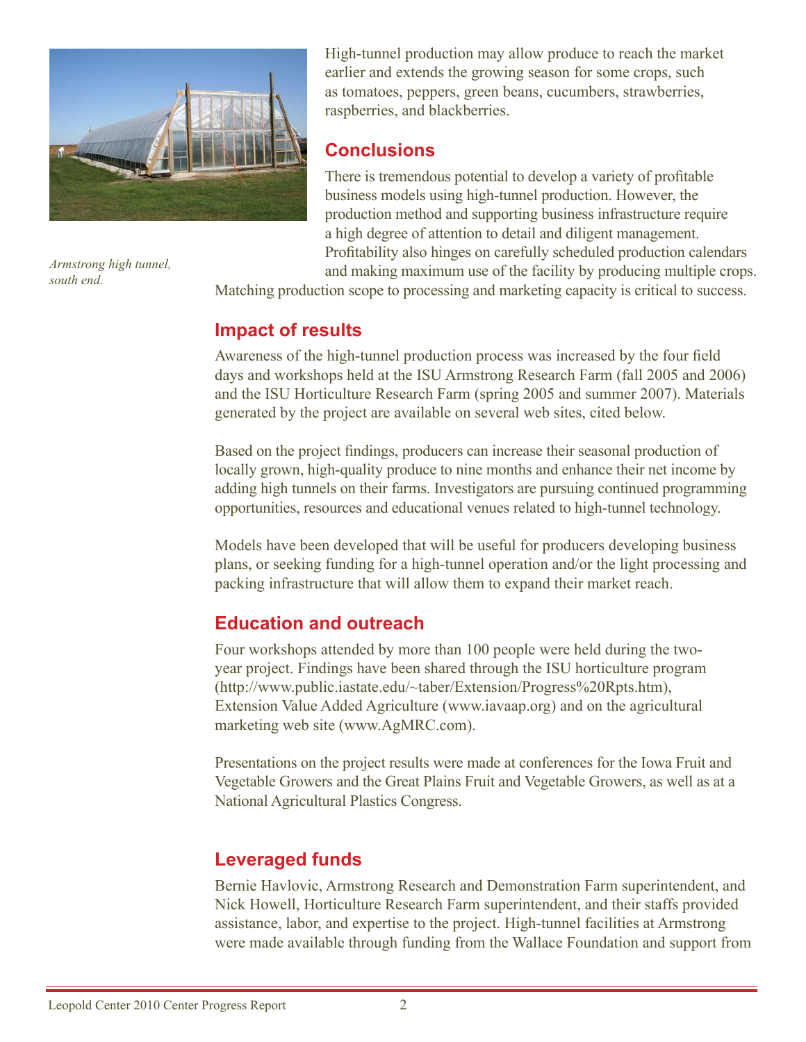Armstrong high tunnel, south end.

High-tunnel production may allow produce to reach the market earlier and extends the growing season for some crops, such as tomatoes, peppers, green beans, cucumbers, strawberries, raspberries, and blackberries.

## Conclusions

There is tremendous potential to develop a variety of profitable business models using high-tunnel production. However, the production method and supporting business infrastructure require a high degree of attention to detail and diligent management. Profitability also hinges on carefully scheduled production calendars and making maximum use of the facility by producing multiple crops. Matching production scope to processing and marketing capacity is critical to success.

## Impact of results

Awareness of the high-tunnel production process was increased by the four field days and workshops held at the ISU Armstrong Research Farm (fall 2005 and 2006) and the ISU Horticulture Research Farm (spring 2005 and summer 2007). Materials generated by the project are available on several web sites, cited below.

Based on the project findings, producers can increase their seasonal production of locally grown, high-quality produce to nine months and enhance their net income by adding high tunnels on their farms. Investigators are pursuing continued programming opportunities, resources and educational venues related to high-tunnel technology.

Models have been developed that will be useful for producers developing business plans, or seeking funding for a high-tunnel operation and/or the light processing and packing infrastructure that will allow them to expand their market reach.

## Education and outreach

Four workshops attended by more than 100 people were held during the two-year project. Findings have been shared through the ISU horticulture program (http://www.public.iastate.edu/~taber/Extension/Progress%20Rpts.htm), Extension Value Added Agriculture (www.iavaap.org) and on the agricultural marketing web site (www.AgMRC.com).

Presentations on the project results were made at conferences for the Iowa Fruit and Vegetable Growers and the Great Plains Fruit and Vegetable Growers, as well as at a National Agricultural Plastics Congress.

## Leveraged funds

Bernie Havlovic, Armstrong Research and Demonstration Farm superintendent, and Nick Howell, Horticulture Research Farm superintendent, and their staffs provided assistance, labor, and expertise to the project. High-tunnel facilities at Armstrong were made available through funding from the Wallace Foundation and support from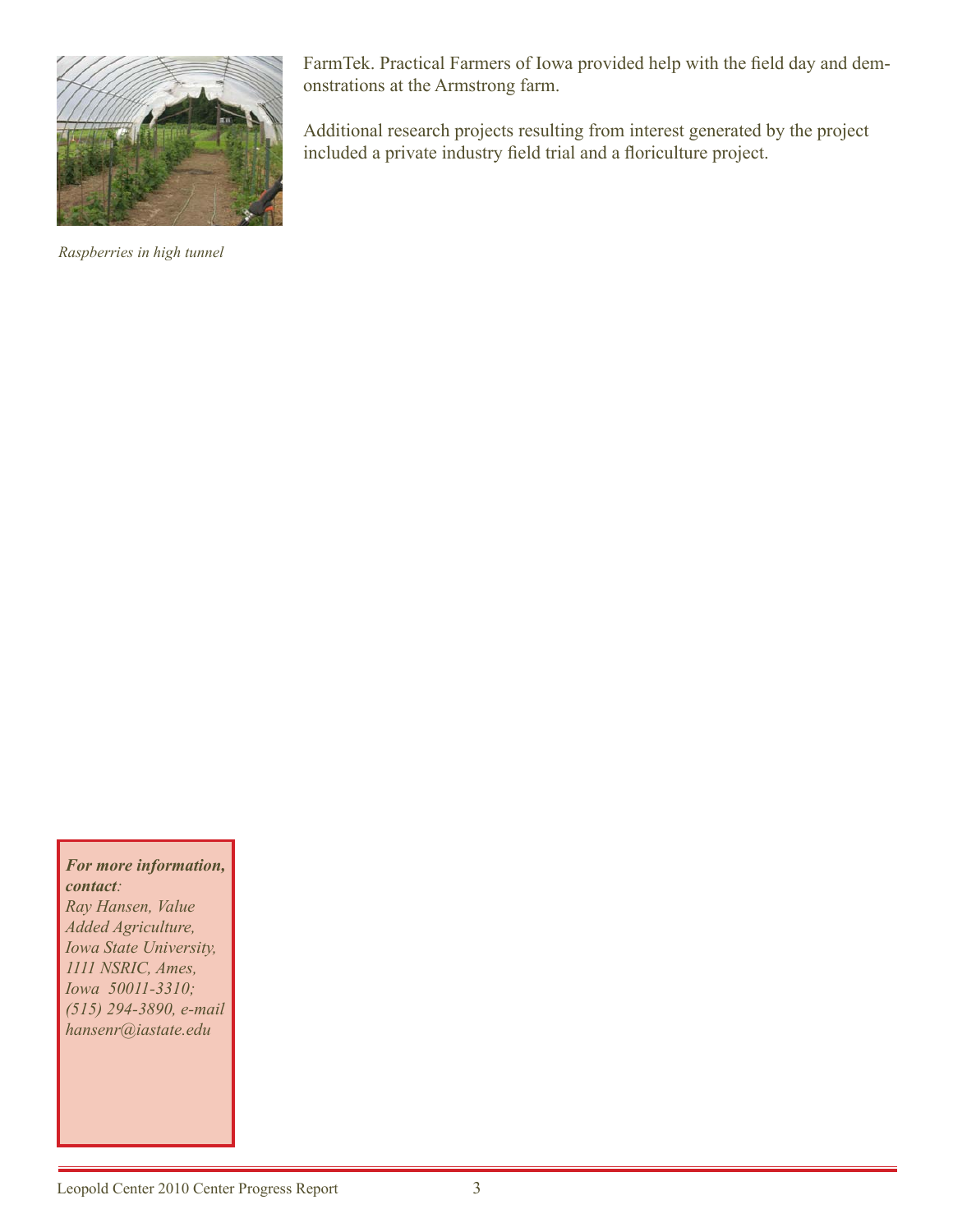FarmTek. Practical Farmers of Iowa provided help with the field day and demonstrations at the Armstrong farm.

Additional research projects resulting from interest generated by the project included a private industry field trial and a floriculture project.

*Raspberries in high tunnel*

***For more information, contact:***
*Ray Hansen, Value Added Agriculture, Iowa State University, 1111 NSRIC, Ames, Iowa 50011-3310; (515) 294-3890, e-mail hansenr@iastate.edu*